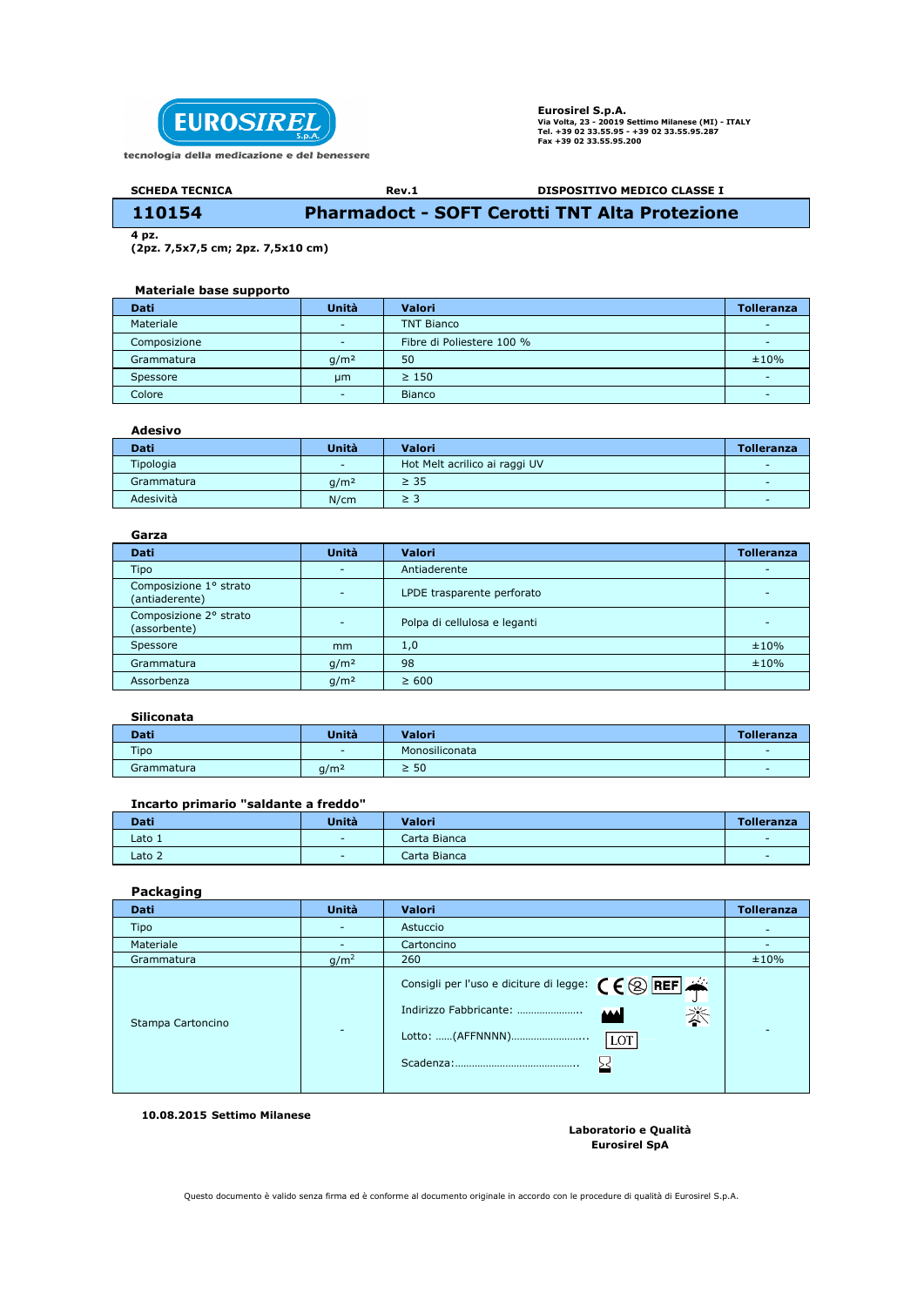**EUROSIREL** S.p.A.
tecnologia della medicazione e del benessere

**Eurosirel S.p.A.**
**Via Volta, 23 - 20019 Settimo Milanese (MI) - ITALY**
**Tel. +39 02 33.55.95 - +39 02 33.55.95.287**
**Fax +39 02 33.55.95.200**

**SCHEDA TECNICA** **Rev.1** **DISPOSITIVO MEDICO CLASSE I**

# 110154 Pharmadoct - SOFT Cerotti TNT Alta Protezione

**4 pz.**
**(2pz. 7,5x7,5 cm; 2pz. 7,5x10 cm)**

### Materiale base supporto

| Dati | Unità | Valori | Tolleranza |
|---|---|---|---|
| Materiale | - | TNT Bianco | - |
| Composizione | - | Fibre di Poliestere 100 % | - |
| Grammatura | g/m² | 50 | ±10% |
| Spessore | μm | ≥ 150 | - |
| Colore | - | Bianco | - |

### Adesivo

| Dati | Unità | Valori | Tolleranza |
|---|---|---|---|
| Tipologia | - | Hot Melt acrilico ai raggi UV | - |
| Grammatura | g/m² | ≥ 35 | - |
| Adesività | N/cm | ≥ 3 | - |

### Garza

| Dati | Unità | Valori | Tolleranza |
|---|---|---|---|
| Tipo | - | Antiaderente | - |
| Composizione 1° strato (antiaderente) | - | LPDE trasparente perforato | - |
| Composizione 2° strato (assorbente) | - | Polpa di cellulosa e leganti | - |
| Spessore | mm | 1,0 | ±10% |
| Grammatura | g/m² | 98 | ±10% |
| Assorbenza | g/m² | ≥ 600 | |

### Siliconata

| Dati | Unità | Valori | Tolleranza |
|---|---|---|---|
| Tipo | - | Monosiliconata | - |
| Grammatura | g/m² | ≥ 50 | - |

### Incarto primario "saldante a freddo"

| Dati | Unità | Valori | Tolleranza |
|---|---|---|---|
| Lato 1 | - | Carta Bianca | - |
| Lato 2 | - | Carta Bianca | - |

### Packaging

| Dati | Unità | Valori | Tolleranza |
|---|---|---|---|
| Tipo | - | Astuccio | - |
| Materiale | - | Cartoncino | - |
| Grammatura | g/m² | 260 | ±10% |
| Stampa Cartoncino | - | Consigli per l'uso e diciture di legge: CE REF<br>Indirizzo Fabbricante: ......................<br>Lotto: ......(AFFNNNN).......................... LOT<br>Scadenza:........................................... | - |

**10.08.2015 Settimo Milanese**

**Laboratorio e Qualità**
**Eurosirel SpA**

Questo documento è valido senza firma ed è conforme al documento originale in accordo con le procedure di qualità di Eurosirel S.p.A.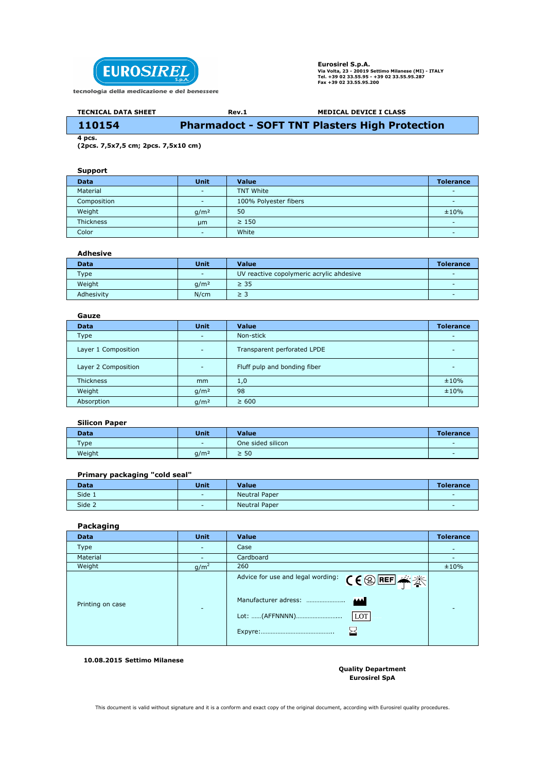**EUROSIREL** S.p.A.

tecnologia della medicazione e del benessere

**Eurosirel S.p.A.**
Via Volta, 23 - 20019 Settimo Milanese (MI) - ITALY
Tel. +39 02 33.55.95 - +39 02 33.55.95.287
Fax +39 02 33.55.95.200

**TECNICAL DATA SHEET** **Rev.1** **MEDICAL DEVICE I CLASS**

# 110154 Pharmadoct - SOFT TNT Plasters High Protection

**4 pcs.**
**(2pcs. 7,5x7,5 cm; 2pcs. 7,5x10 cm)**

### Support

| Data | Unit | Value | Tolerance |
|---|---|---|---|
| Material | - | TNT White | - |
| Composition | - | 100% Polyester fibers | - |
| Weight | g/m² | 50 | ±10% |
| Thickness | µm | ≥ 150 | - |
| Color | - | White | - |

### Adhesive

| Data | Unit | Value | Tolerance |
|---|---|---|---|
| Type | - | UV reactive copolymeric acrylic ahdesive | - |
| Weight | g/m² | ≥ 35 | - |
| Adhesivity | N/cm | ≥ 3 | - |

### Gauze

| Data | Unit | Value | Tolerance |
|---|---|---|---|
| Type | - | Non-stick | - |
| Layer 1 Composition | - | Transparent perforated LPDE | - |
| Layer 2 Composition | - | Fluff pulp and bonding fiber | - |
| Thickness | mm | 1,0 | ±10% |
| Weight | g/m² | 98 | ±10% |
| Absorption | g/m² | ≥ 600 | |

### Silicon Paper

| Data | Unit | Value | Tolerance |
|---|---|---|---|
| Type | - | One sided silicon | - |
| Weight | g/m² | ≥ 50 | - |

### Primary packaging "cold seal"

| Data | Unit | Value | Tolerance |
|---|---|---|---|
| Side 1 | - | Neutral Paper | - |
| Side 2 | - | Neutral Paper | - |

### Packaging

| Data | Unit | Value | Tolerance |
|---|---|---|---|
| Type | - | Case | - |
| Material | - | Cardboard | - |
| Weight | g/m² | 260 | ±10% |
| Printing on case | - | Advice for use and legal wording: CE REF<br>Manufacturer adress: ......................<br>Lot: ......(AFFNNNN).......................... LOT<br>Expyre:.......................................... | - |

**10.08.2015 Settimo Milanese**

**Quality Department**
**Eurosirel SpA**

This document is valid without signature and it is a conform and exact copy of the original document, according with Eurosirel quality procedures.